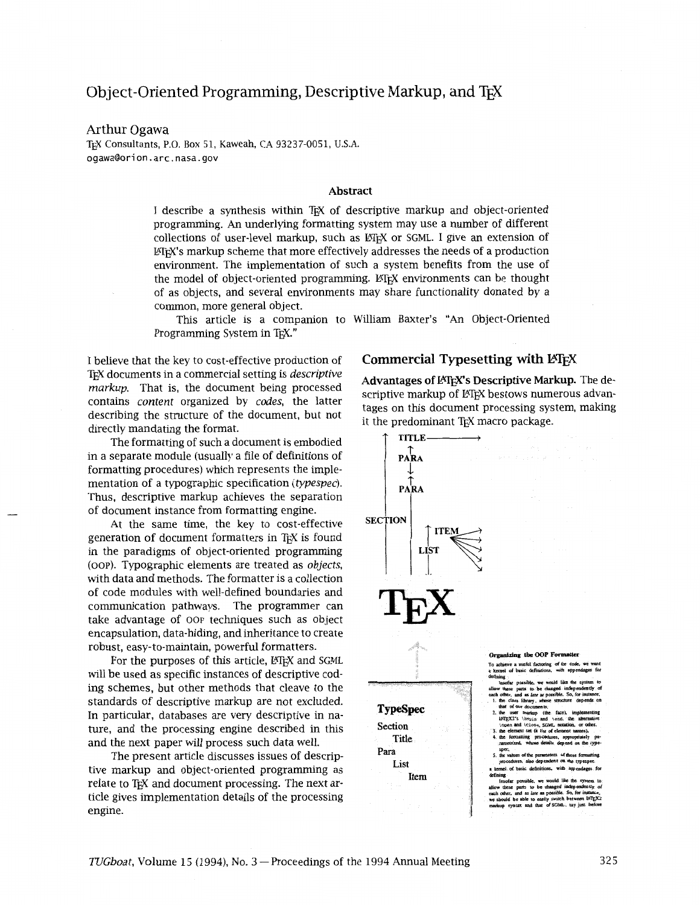# Object-Oriented Programming, Descriptive Markup, and TEX

Arthur Ogawa
TEX Consultants, P.O. Box 51, Kaweah, CA 93237-0051, U.S.A.
ogawa@orion.arc.nasa.gov

### Abstract

I describe a synthesis within TEX of descriptive markup and object-oriented programming. An underlying formatting system may use a number of different collections of user-level markup, such as LATEX or SGML. I give an extension of LATEX's markup scheme that more effectively addresses the needs of a production environment. The implementation of such a system benefits from the use of the model of object-oriented programming. LATEX environments can be thought of as objects, and several environments may share functionality donated by a common, more general object.

This article is a companion to William Baxter's "An Object-Oriented Programming System in TEX."

I believe that the key to cost-effective production of TEX documents in a commercial setting is *descriptive markup*. That is, the document being processed contains *content* organized by *codes*, the latter describing the structure of the document, but not directly mandating the format.

The formatting of such a document is embodied in a separate module (usually a file of definitions of formatting procedures) which represents the implementation of a typographic specification (*typespec*). Thus, descriptive markup achieves the separation of document instance from formatting engine.

At the same time, the key to cost-effective generation of document formatters in TEX is found in the paradigms of object-oriented programming (OOP). Typographic elements are treated as *objects*, with data and methods. The formatter is a collection of code modules with well-defined boundaries and communication pathways. The programmer can take advantage of OOP techniques such as object encapsulation, data-hiding, and inheritance to create robust, easy-to-maintain, powerful formatters.

For the purposes of this article, LATEX and SGML will be used as specific instances of descriptive coding schemes, but other methods that cleave to the standards of descriptive markup are not excluded. In particular, databases are very descriptive in nature, and the processing engine described in this and the next paper will process such data well.

The present article discusses issues of descriptive markup and object-oriented programming as relate to TEX and document processing. The next article gives implementation details of the processing engine.

## Commercial Typesetting with LATEX

**Advantages of LATEX's Descriptive Markup.** The descriptive markup of LATEX bestows numerous advantages on this document processing system, making it the predominant TEX macro package.

TITLE
PARA
PARA
SECTION
ITEM
LIST

TEX

**TypeSpec**
Section
Title
Para
List
Item

**Organizing the OOP Formatter**

To achieve a useful factoring of the code, we want a kernel of basic definitions, with appendages for defining

Insofar possible, we would like the system to allow these parts to be changed independently of each other, and as late as possible. So, for instance,

1. the class library, whose structure depends on that of our documents;
2. the user markup (the face), implementing LATEX2's \begin and \end, the alternative \open and \close, SGML notation, or other.
3. the element set (a list of element names),
4. the formatting procedures, appropriately parameterized, whose details depend on the typespec,
5. the values of the parameters of those formatting procedures, also dependent on the typespec.

a kernel of basic definitions, with appendages for defining

Insofar possible, we would like the system to allow these parts to be changed independently of each other, and as late as possible. So, for instance, we should be able to easily switch between LATEX2 markup syntax and that of SGML, say just before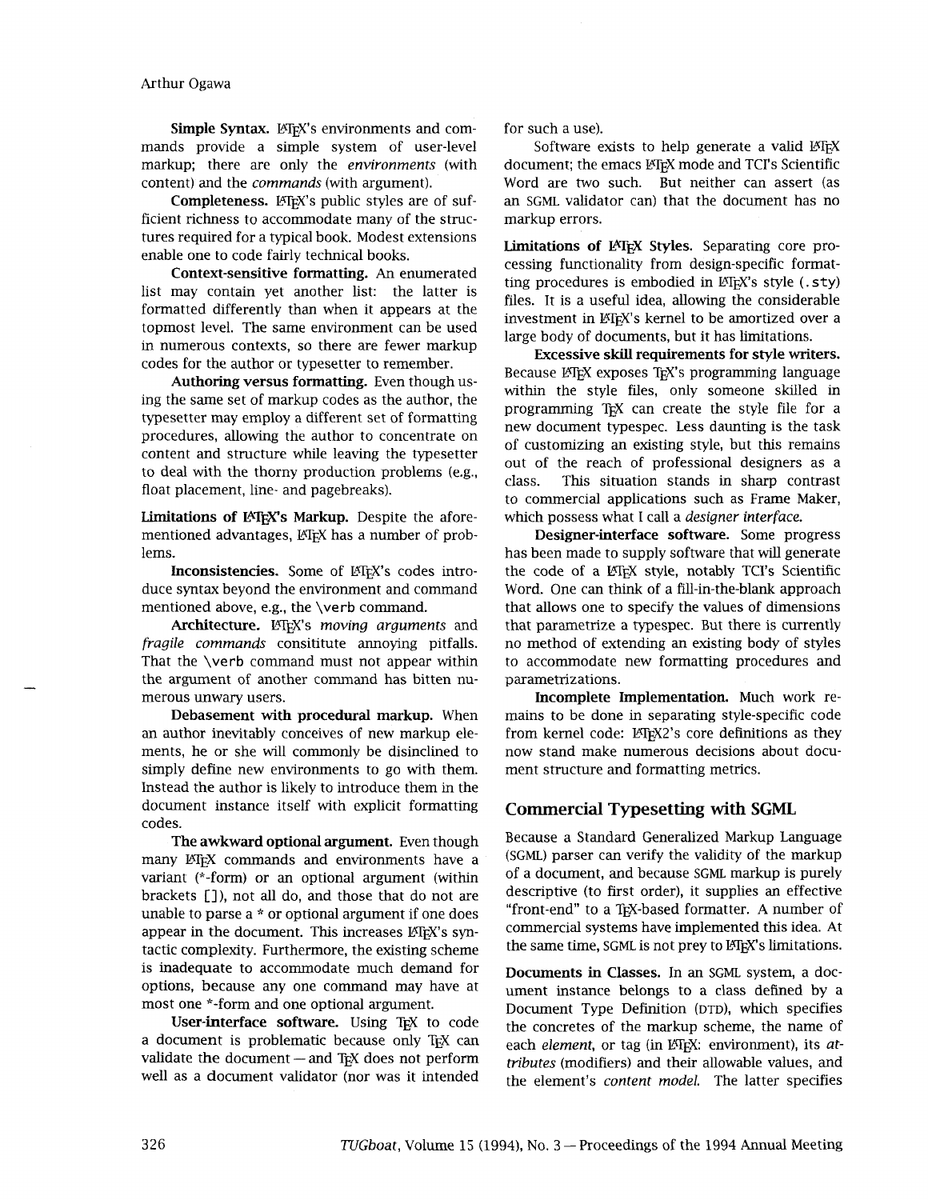**Simple Syntax.** LaTeX's environments and commands provide a simple system of user-level markup; there are only the *environments* (with content) and the *commands* (with argument).

**Completeness.** LaTeX's public styles are of sufficient richness to accommodate many of the structures required for a typical book. Modest extensions enable one to code fairly technical books.

**Context-sensitive formatting.** An enumerated list may contain yet another list: the latter is formatted differently than when it appears at the topmost level. The same environment can be used in numerous contexts, so there are fewer markup codes for the author or typesetter to remember.

**Authoring versus formatting.** Even though using the same set of markup codes as the author, the typesetter may employ a different set of formatting procedures, allowing the author to concentrate on content and structure while leaving the typesetter to deal with the thorny production problems (e.g., float placement, line- and pagebreaks).

**Limitations of LaTeX's Markup.** Despite the aforementioned advantages, LaTeX has a number of problems.

**Inconsistencies.** Some of LaTeX's codes introduce syntax beyond the environment and command mentioned above, e.g., the `\verb` command.

**Architecture.** LaTeX's *moving arguments* and *fragile commands* consititute annoying pitfalls. That the `\verb` command must not appear within the argument of another command has bitten numerous unwary users.

**Debasement with procedural markup.** When an author inevitably conceives of new markup elements, he or she will commonly be disinclined to simply define new environments to go with them. Instead the author is likely to introduce them in the document instance itself with explicit formatting codes.

**The awkward optional argument.** Even though many LaTeX commands and environments have a variant (*-form) or an optional argument (within brackets []), not all do, and those that do not are unable to parse a * or optional argument if one does appear in the document. This increases LaTeX's syntactic complexity. Furthermore, the existing scheme is inadequate to accommodate much demand for options, because any one command may have at most one *-form and one optional argument.

**User-interface software.** Using TeX to code a document is problematic because only TeX can validate the document — and TeX does not perform well as a document validator (nor was it intended for such a use).

Software exists to help generate a valid LaTeX document; the emacs LaTeX mode and TCI's Scientific Word are two such. But neither can assert (as an SGML validator can) that the document has no markup errors.

**Limitations of LaTeX Styles.** Separating core processing functionality from design-specific formatting procedures is embodied in LaTeX's style (`.sty`) files. It is a useful idea, allowing the considerable investment in LaTeX's kernel to be amortized over a large body of documents, but it has limitations.

**Excessive skill requirements for style writers.** Because LaTeX exposes TeX's programming language within the style files, only someone skilled in programming TeX can create the style file for a new document typespec. Less daunting is the task of customizing an existing style, but this remains out of the reach of professional designers as a class. This situation stands in sharp contrast to commercial applications such as Frame Maker, which possess what I call a *designer interface.*

**Designer-interface software.** Some progress has been made to supply software that will generate the code of a LaTeX style, notably TCI's Scientific Word. One can think of a fill-in-the-blank approach that allows one to specify the values of dimensions that parametrize a typespec. But there is currently no method of extending an existing body of styles to accommodate new formatting procedures and parametrizations.

**Incomplete Implementation.** Much work remains to be done in separating style-specific code from kernel code: LaTeX2's core definitions as they now stand make numerous decisions about document structure and formatting metrics.

## Commercial Typesetting with SGML

Because a Standard Generalized Markup Language (SGML) parser can verify the validity of the markup of a document, and because SGML markup is purely descriptive (to first order), it supplies an effective "front-end" to a TeX-based formatter. A number of commercial systems have implemented this idea. At the same time, SGML is not prey to LaTeX's limitations.

**Documents in Classes.** In an SGML system, a document instance belongs to a class defined by a Document Type Definition (DTD), which specifies the concretes of the markup scheme, the name of each *element*, or tag (in LaTeX: environment), its *attributes* (modifiers) and their allowable values, and the element's *content model.* The latter specifies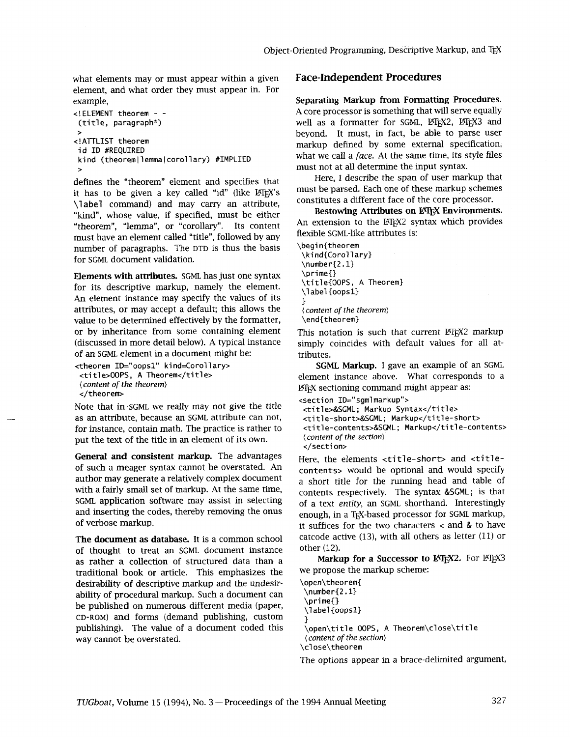what elements may or must appear within a given element, and what order they must appear in. For example,

```
<!ELEMENT theorem - -
 (title, paragraph*)
 >
<!ATTLIST theorem
 id ID #REQUIRED
 kind (theorem|lemma|corollary) #IMPLIED
 >
```

defines the "theorem" element and specifies that it has to be given a key called "id" (like LaTeX's `\label` command) and may carry an attribute, "kind", whose value, if specified, must be either "theorem", "lemma", or "corollary". Its content must have an element called "title", followed by any number of paragraphs. The DTD is thus the basis for SGML document validation.

**Elements with attributes.** SGML has just one syntax for its descriptive markup, namely the element. An element instance may specify the values of its attributes, or may accept a default; this allows the value to be determined effectively by the formatter, or by inheritance from some containing element (discussed in more detail below). A typical instance of an SGML element in a document might be:

```
<theorem ID="oops1" kind=Corollary>
 <title>OOPS, A Theorem</title>
 ⟨content of the theorem⟩
 </theorem>
```

Note that in SGML we really may not give the title as an attribute, because an SGML attribute can not, for instance, contain math. The practice is rather to put the text of the title in an element of its own.

**General and consistent markup.** The advantages of such a meager syntax cannot be overstated. An author may generate a relatively complex document with a fairly small set of markup. At the same time, SGML application software may assist in selecting and inserting the codes, thereby removing the onus of verbose markup.

**The document as database.** It is a common school of thought to treat an SGML document instance as rather a collection of structured data than a traditional book or article. This emphasizes the desirability of descriptive markup and the undesirability of procedural markup. Such a document can be published on numerous different media (paper, CD-ROM) and forms (demand publishing, custom publishing). The value of a document coded this way cannot be overstated.

## Face-Independent Procedures

**Separating Markup from Formatting Procedures.** A core processor is something that will serve equally well as a formatter for SGML, LaTeX2, LaTeX3 and beyond. It must, in fact, be able to parse user markup defined by some external specification, what we call a *face*. At the same time, its style files must not at all determine the input syntax.

Here, I describe the span of user markup that must be parsed. Each one of these markup schemes constitutes a different face of the core processor.

**Bestowing Attributes on LaTeX Environments.** An extension to the LaTeX2 syntax which provides flexible SGML-like attributes is:

```
\begin{theorem
 \kind{Corollary}
 \number{2.1}
 \prime{}
 \title{OOPS, A Theorem}
 \label{oops1}
 }
 ⟨content of the theorem⟩
 \end{theorem}
```

This notation is such that current LaTeX2 markup simply coincides with default values for all attributes.

**SGML Markup.** I gave an example of an SGML element instance above. What corresponds to a LaTeX sectioning command might appear as:

```
<section ID="sgmlmarkup">
 <title>&SGML; Markup Syntax</title>
 <title-short>&SGML; Markup</title-short>
 <title-contents>&SGML; Markup</title-contents>
 ⟨content of the section⟩
 </section>
```

Here, the elements `<title-short>` and `<title-contents>` would be optional and would specify a short title for the running head and table of contents respectively. The syntax `&SGML;` is that of a text *entity*, an SGML shorthand. Interestingly enough, in a TeX-based processor for SGML markup, it suffices for the two characters < and & to have catcode active (13), with all others as letter (11) or other (12).

**Markup for a Successor to LaTeX2.** For LaTeX3 we propose the markup scheme:

```
\open\theorem{
 \number{2.1}
 \prime{}
 \label{oops1}
 }
 \open\title OOPS, A Theorem\close\title
 ⟨content of the section⟩
\close\theorem
```

The options appear in a brace-delimited argument,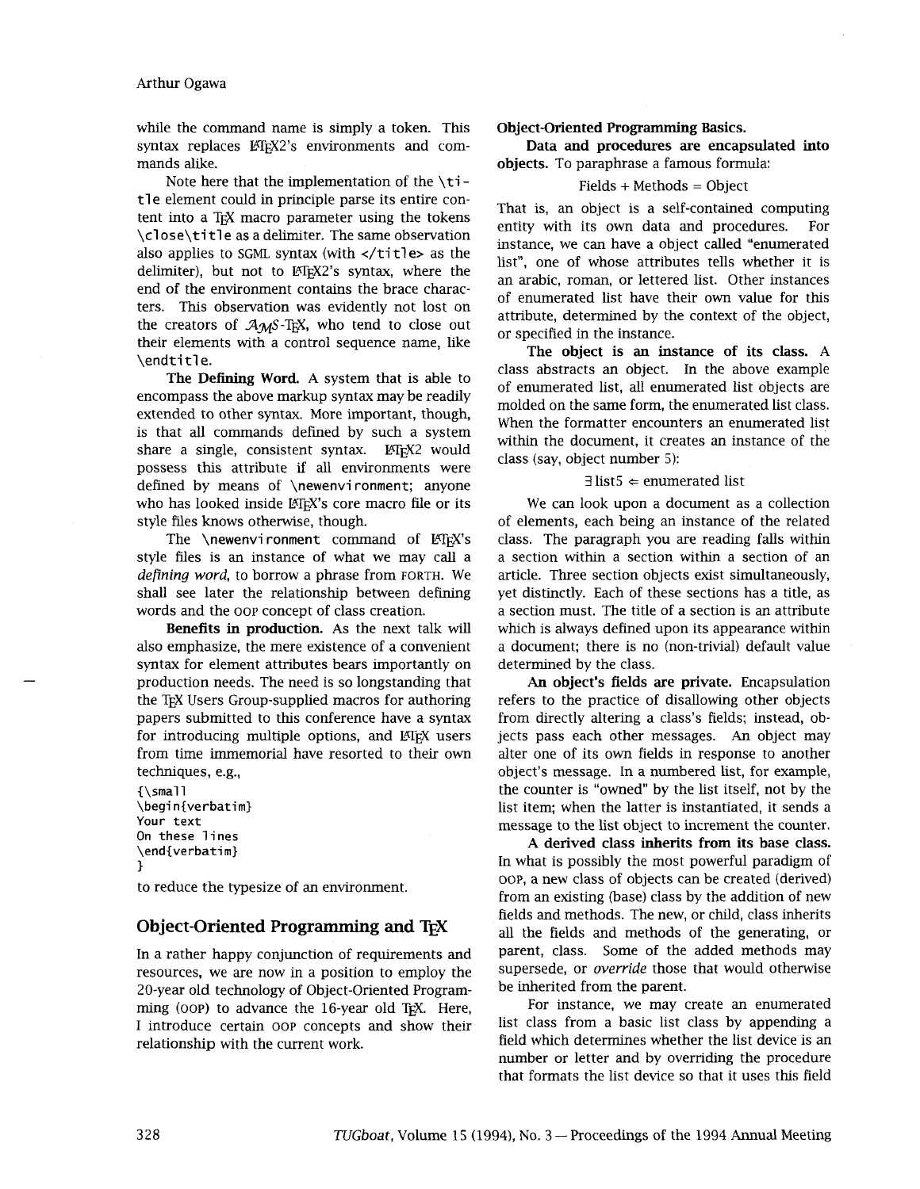while the command name is simply a token. This syntax replaces LaTeX2's environments and commands alike.

Note here that the implementation of the `\title` element could in principle parse its entire content into a TeX macro parameter using the tokens `\close\title` as a delimiter. The same observation also applies to SGML syntax (with `</title>` as the delimiter), but not to LaTeX2's syntax, where the end of the environment contains the brace characters. This observation was evidently not lost on the creators of AMS-TeX, who tend to close out their elements with a control sequence name, like `\endtitle`.

**The Defining Word.** A system that is able to encompass the above markup syntax may be readily extended to other syntax. More important, though, is that all commands defined by such a system share a single, consistent syntax. LaTeX2 would possess this attribute if all environments were defined by means of `\newenvironment`; anyone who has looked inside LaTeX's core macro file or its style files knows otherwise, though.

The `\newenvironment` command of LaTeX's style files is an instance of what we may call a *defining word*, to borrow a phrase from FORTH. We shall see later the relationship between defining words and the OOP concept of class creation.

**Benefits in production.** As the next talk will also emphasize, the mere existence of a convenient syntax for element attributes bears importantly on production needs. The need is so longstanding that the TeX Users Group-supplied macros for authoring papers submitted to this conference have a syntax for introducing multiple options, and LaTeX users from time immemorial have resorted to their own techniques, e.g.,

```
{\small
\begin{verbatim}
Your text
On these lines
\end{verbatim}
}
```

to reduce the typesize of an environment.

## Object-Oriented Programming and TeX

In a rather happy conjunction of requirements and resources, we are now in a position to employ the 20-year old technology of Object-Oriented Programming (OOP) to advance the 16-year old TeX. Here, I introduce certain OOP concepts and show their relationship with the current work.

**Object-Oriented Programming Basics.**

**Data and procedures are encapsulated into objects.** To paraphrase a famous formula:

$$\text{Fields} + \text{Methods} = \text{Object}$$

That is, an object is a self-contained computing entity with its own data and procedures. For instance, we can have a object called "enumerated list", one of whose attributes tells whether it is an arabic, roman, or lettered list. Other instances of enumerated list have their own value for this attribute, determined by the context of the object, or specified in the instance.

**The object is an instance of its class.** A class abstracts an object. In the above example of enumerated list, all enumerated list objects are molded on the same form, the enumerated list class. When the formatter encounters an enumerated list within the document, it creates an instance of the class (say, object number 5):

$$\exists\,\text{list5} \Leftarrow \text{enumerated list}$$

We can look upon a document as a collection of elements, each being an instance of the related class. The paragraph you are reading falls within a section within a section within a section of an article. Three section objects exist simultaneously, yet distinctly. Each of these sections has a title, as a section must. The title of a section is an attribute which is always defined upon its appearance within a document; there is no (non-trivial) default value determined by the class.

**An object's fields are private.** Encapsulation refers to the practice of disallowing other objects from directly altering a class's fields; instead, objects pass each other messages. An object may alter one of its own fields in response to another object's message. In a numbered list, for example, the counter is "owned" by the list itself, not by the list item; when the latter is instantiated, it sends a message to the list object to increment the counter.

**A derived class inherits from its base class.** In what is possibly the most powerful paradigm of OOP, a new class of objects can be created (derived) from an existing (base) class by the addition of new fields and methods. The new, or child, class inherits all the fields and methods of the generating, or parent, class. Some of the added methods may supersede, or *override* those that would otherwise be inherited from the parent.

For instance, we may create an enumerated list class from a basic list class by appending a field which determines whether the list device is an number or letter and by overriding the procedure that formats the list device so that it uses this field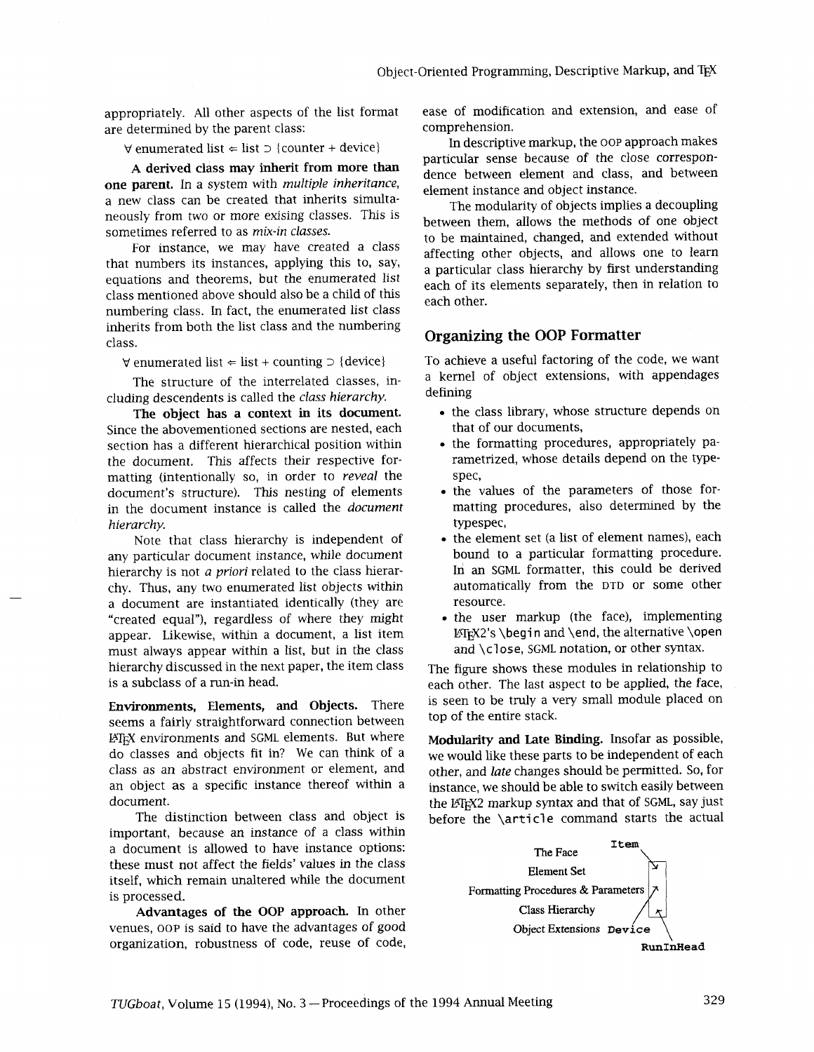appropriately. All other aspects of the list format are determined by the parent class:

$\forall$ enumerated list $\Leftarrow$ list $\supset$ {counter + device}

**A derived class may inherit from more than one parent.** In a system with *multiple inheritance,* a new class can be created that inherits simultaneously from two or more exising classes. This is sometimes referred to as *mix-in classes.*

For instance, we may have created a class that numbers its instances, applying this to, say, equations and theorems, but the enumerated list class mentioned above should also be a child of this numbering class. In fact, the enumerated list class inherits from both the list class and the numbering class.

$\forall$ enumerated list $\Leftarrow$ list + counting $\supset$ {device}

The structure of the interrelated classes, including descendents is called the *class hierarchy.*

**The object has a context in its document.** Since the abovementioned sections are nested, each section has a different hierarchical position within the document. This affects their respective formatting (intentionally so, in order to *reveal* the document's structure). This nesting of elements in the document instance is called the *document hierarchy.*

Note that class hierarchy is independent of any particular document instance, while document hierarchy is not *a priori* related to the class hierarchy. Thus, any two enumerated list objects within a document are instantiated identically (they are "created equal"), regardless of where they might appear. Likewise, within a document, a list item must always appear within a list, but in the class hierarchy discussed in the next paper, the item class is a subclass of a run-in head.

**Environments, Elements, and Objects.** There seems a fairly straightforward connection between LaTeX environments and SGML elements. But where do classes and objects fit in? We can think of a class as an abstract environment or element, and an object as a specific instance thereof within a document.

The distinction between class and object is important, because an instance of a class within a document is allowed to have instance options: these must not affect the fields' values in the class itself, which remain unaltered while the document is processed.

**Advantages of the OOP approach.** In other venues, OOP is said to have the advantages of good organization, robustness of code, reuse of code, ease of modification and extension, and ease of comprehension.

In descriptive markup, the OOP approach makes particular sense because of the close correspondence between element and class, and between element instance and object instance.

The modularity of objects implies a decoupling between them, allows the methods of one object to be maintained, changed, and extended without affecting other objects, and allows one to learn a particular class hierarchy by first understanding each of its elements separately, then in relation to each other.

## Organizing the OOP Formatter

To achieve a useful factoring of the code, we want a kernel of object extensions, with appendages defining

- the class library, whose structure depends on that of our documents,
- the formatting procedures, appropriately parametrized, whose details depend on the typespec,
- the values of the parameters of those formatting procedures, also determined by the typespec,
- the element set (a list of element names), each bound to a particular formatting procedure. In an SGML formatter, this could be derived automatically from the DTD or some other resource.
- the user markup (the face), implementing LaTeX2's `\begin` and `\end`, the alternative `\open` and `\close`, SGML notation, or other syntax.

The figure shows these modules in relationship to each other. The last aspect to be applied, the face, is seen to be truly a very small module placed on top of the entire stack.

**Modularity and Late Binding.** Insofar as possible, we would like these parts to be independent of each other, and *late* changes should be permitted. So, for instance, we should be able to switch easily between the LaTeX2 markup syntax and that of SGML, say just before the `\article` command starts the actual

The Face — `Item`
Element Set
Formatting Procedures & Parameters
Class Hierarchy
Object Extensions — `Device`
`RunInHead`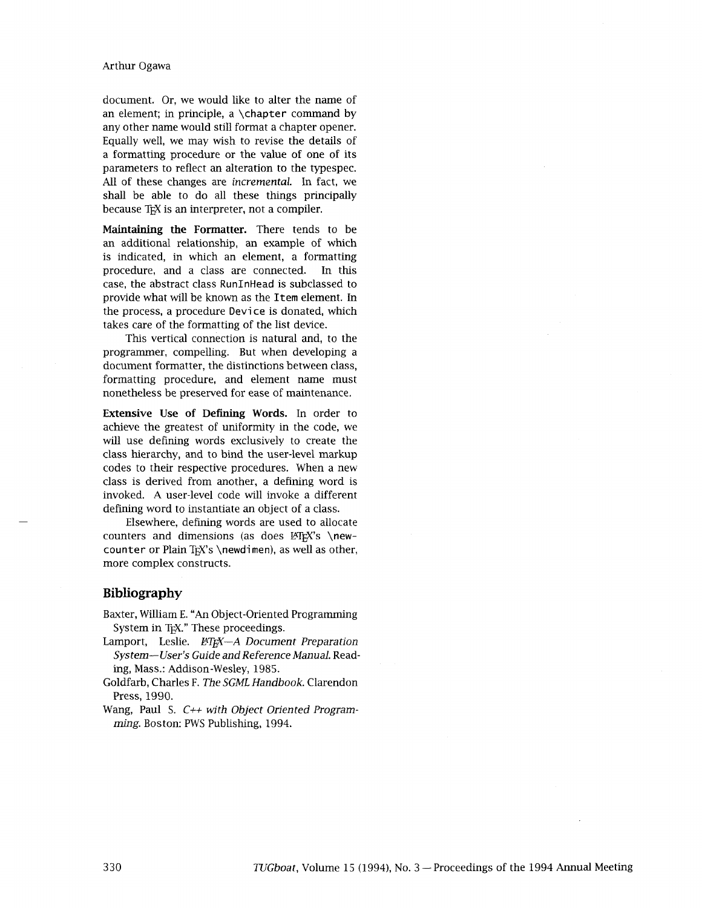document. Or, we would like to alter the name of an element; in principle, a `\chapter` command by any other name would still format a chapter opener. Equally well, we may wish to revise the details of a formatting procedure or the value of one of its parameters to reflect an alteration to the typespec. All of these changes are *incremental*. In fact, we shall be able to do all these things principally because TeX is an interpreter, not a compiler.

**Maintaining the Formatter.** There tends to be an additional relationship, an example of which is indicated, in which an element, a formatting procedure, and a class are connected. In this case, the abstract class `RunInHead` is subclassed to provide what will be known as the `Item` element. In the process, a procedure `Device` is donated, which takes care of the formatting of the list device.

This vertical connection is natural and, to the programmer, compelling. But when developing a document formatter, the distinctions between class, formatting procedure, and element name must nonetheless be preserved for ease of maintenance.

**Extensive Use of Defining Words.** In order to achieve the greatest of uniformity in the code, we will use defining words exclusively to create the class hierarchy, and to bind the user-level markup codes to their respective procedures. When a new class is derived from another, a defining word is invoked. A user-level code will invoke a different defining word to instantiate an object of a class.

Elsewhere, defining words are used to allocate counters and dimensions (as does LaTeX's `\newcounter` or Plain TeX's `\newdimen`), as well as other, more complex constructs.

## Bibliography

Baxter, William E. "An Object-Oriented Programming System in TeX." These proceedings.

Lamport, Leslie. *LaTeX—A Document Preparation System—User's Guide and Reference Manual.* Reading, Mass.: Addison-Wesley, 1985.

Goldfarb, Charles F. *The SGML Handbook.* Clarendon Press, 1990.

Wang, Paul S. *C++ with Object Oriented Programming.* Boston: PWS Publishing, 1994.